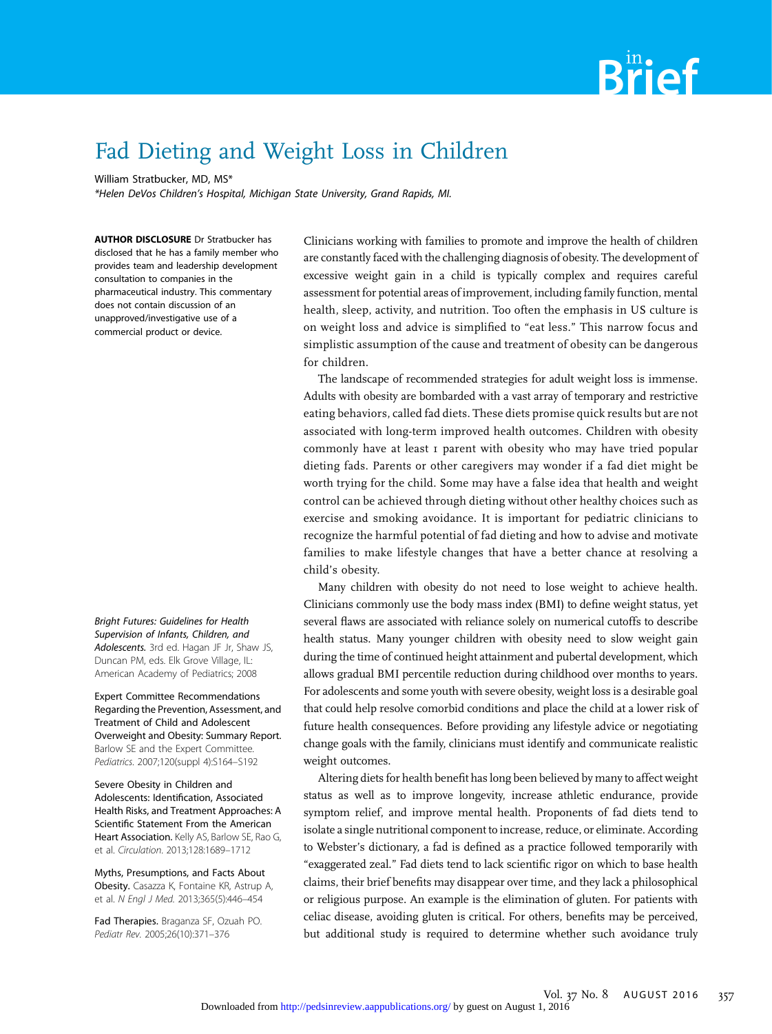# Fad Dieting and Weight Loss in Children

William Stratbucker, MD, MS*

*Helen DeVos Children's Hospital, Michigan State University, Grand Rapids, MI.

**AUTHOR DISCLOSURE** Dr Stratbucker has disclosed that he has a family member who provides team and leadership development consultation to companies in the pharmaceutical industry. This commentary does not contain discussion of an unapproved/investigative use of a commercial product or device.

Clinicians working with families to promote and improve the health of children are constantly faced with the challenging diagnosis of obesity. The development of excessive weight gain in a child is typically complex and requires careful assessment for potential areas of improvement, including family function, mental health, sleep, activity, and nutrition. Too often the emphasis in US culture is on weight loss and advice is simplified to "eat less." This narrow focus and simplistic assumption of the cause and treatment of obesity can be dangerous for children.

The landscape of recommended strategies for adult weight loss is immense. Adults with obesity are bombarded with a vast array of temporary and restrictive eating behaviors, called fad diets. These diets promise quick results but are not associated with long-term improved health outcomes. Children with obesity commonly have at least 1 parent with obesity who may have tried popular dieting fads. Parents or other caregivers may wonder if a fad diet might be worth trying for the child. Some may have a false idea that health and weight control can be achieved through dieting without other healthy choices such as exercise and smoking avoidance. It is important for pediatric clinicians to recognize the harmful potential of fad dieting and how to advise and motivate families to make lifestyle changes that have a better chance at resolving a child's obesity.

Many children with obesity do not need to lose weight to achieve health. Clinicians commonly use the body mass index (BMI) to define weight status, yet several flaws are associated with reliance solely on numerical cutoffs to describe health status. Many younger children with obesity need to slow weight gain during the time of continued height attainment and pubertal development, which allows gradual BMI percentile reduction during childhood over months to years. For adolescents and some youth with severe obesity, weight loss is a desirable goal that could help resolve comorbid conditions and place the child at a lower risk of future health consequences. Before providing any lifestyle advice or negotiating change goals with the family, clinicians must identify and communicate realistic weight outcomes.

Altering diets for health benefit has long been believed by many to affect weight status as well as to improve longevity, increase athletic endurance, provide symptom relief, and improve mental health. Proponents of fad diets tend to isolate a single nutritional component to increase, reduce, or eliminate. According to Webster's dictionary, a fad is defined as a practice followed temporarily with "exaggerated zeal." Fad diets tend to lack scientific rigor on which to base health claims, their brief benefits may disappear over time, and they lack a philosophical or religious purpose. An example is the elimination of gluten. For patients with celiac disease, avoiding gluten is critical. For others, benefits may be perceived, but additional study is required to determine whether such avoidance truly

*Bright Futures: Guidelines for Health Supervision of Infants, Children, and Adolescents.* 3rd ed. Hagan JF Jr, Shaw JS, Duncan PM, eds. Elk Grove Village, IL: American Academy of Pediatrics; 2008

**Expert Committee Recommendations Regarding the Prevention, Assessment, and Treatment of Child and Adolescent Overweight and Obesity: Summary Report.** Barlow SE and the Expert Committee. *Pediatrics.* 2007;120(suppl 4):S164–S192

**Severe Obesity in Children and Adolescents: Identification, Associated Health Risks, and Treatment Approaches: A Scientific Statement From the American Heart Association.** Kelly AS, Barlow SE, Rao G, et al. *Circulation.* 2013;128:1689–1712

**Myths, Presumptions, and Facts About Obesity.** Casazza K, Fontaine KR, Astrup A, et al. *N Engl J Med.* 2013;365(5):446–454

**Fad Therapies.** Braganza SF, Ozuah PO. *Pediatr Rev.* 2005;26(10):371–376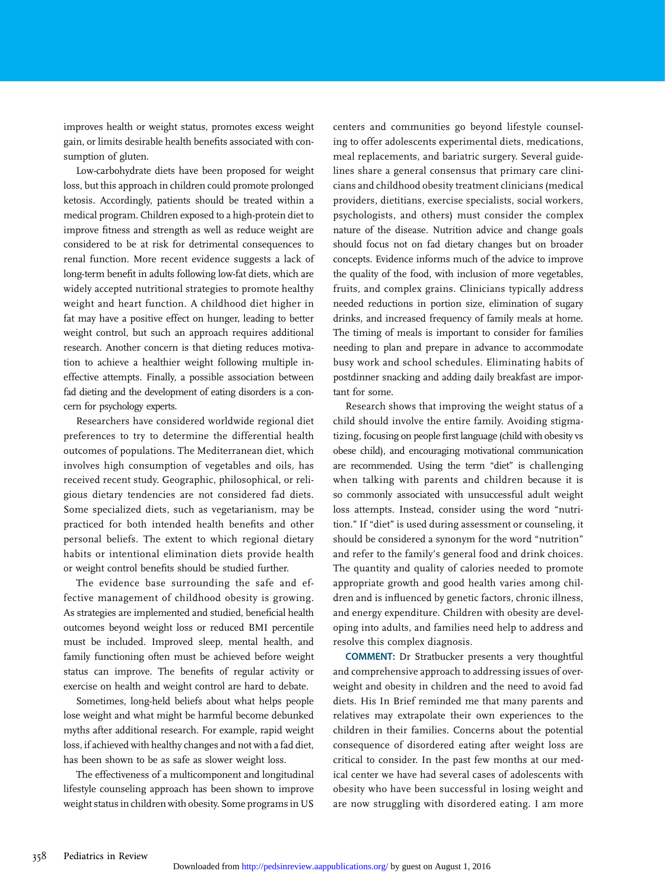improves health or weight status, promotes excess weight gain, or limits desirable health benefits associated with consumption of gluten.

Low-carbohydrate diets have been proposed for weight loss, but this approach in children could promote prolonged ketosis. Accordingly, patients should be treated within a medical program. Children exposed to a high-protein diet to improve fitness and strength as well as reduce weight are considered to be at risk for detrimental consequences to renal function. More recent evidence suggests a lack of long-term benefit in adults following low-fat diets, which are widely accepted nutritional strategies to promote healthy weight and heart function. A childhood diet higher in fat may have a positive effect on hunger, leading to better weight control, but such an approach requires additional research. Another concern is that dieting reduces motivation to achieve a healthier weight following multiple ineffective attempts. Finally, a possible association between fad dieting and the development of eating disorders is a concern for psychology experts.

Researchers have considered worldwide regional diet preferences to try to determine the differential health outcomes of populations. The Mediterranean diet, which involves high consumption of vegetables and oils, has received recent study. Geographic, philosophical, or religious dietary tendencies are not considered fad diets. Some specialized diets, such as vegetarianism, may be practiced for both intended health benefits and other personal beliefs. The extent to which regional dietary habits or intentional elimination diets provide health or weight control benefits should be studied further.

The evidence base surrounding the safe and effective management of childhood obesity is growing. As strategies are implemented and studied, beneficial health outcomes beyond weight loss or reduced BMI percentile must be included. Improved sleep, mental health, and family functioning often must be achieved before weight status can improve. The benefits of regular activity or exercise on health and weight control are hard to debate.

Sometimes, long-held beliefs about what helps people lose weight and what might be harmful become debunked myths after additional research. For example, rapid weight loss, if achieved with healthy changes and not with a fad diet, has been shown to be as safe as slower weight loss.

The effectiveness of a multicomponent and longitudinal lifestyle counseling approach has been shown to improve weight status in children with obesity. Some programs in US centers and communities go beyond lifestyle counseling to offer adolescents experimental diets, medications, meal replacements, and bariatric surgery. Several guidelines share a general consensus that primary care clinicians and childhood obesity treatment clinicians (medical providers, dietitians, exercise specialists, social workers, psychologists, and others) must consider the complex nature of the disease. Nutrition advice and change goals should focus not on fad dietary changes but on broader concepts. Evidence informs much of the advice to improve the quality of the food, with inclusion of more vegetables, fruits, and complex grains. Clinicians typically address needed reductions in portion size, elimination of sugary drinks, and increased frequency of family meals at home. The timing of meals is important to consider for families needing to plan and prepare in advance to accommodate busy work and school schedules. Eliminating habits of postdinner snacking and adding daily breakfast are important for some.

Research shows that improving the weight status of a child should involve the entire family. Avoiding stigmatizing, focusing on people first language (child with obesity vs obese child), and encouraging motivational communication are recommended. Using the term "diet" is challenging when talking with parents and children because it is so commonly associated with unsuccessful adult weight loss attempts. Instead, consider using the word "nutrition." If "diet" is used during assessment or counseling, it should be considered a synonym for the word "nutrition" and refer to the family's general food and drink choices. The quantity and quality of calories needed to promote appropriate growth and good health varies among children and is influenced by genetic factors, chronic illness, and energy expenditure. Children with obesity are developing into adults, and families need help to address and resolve this complex diagnosis.

**COMMENT:** Dr Stratbucker presents a very thoughtful and comprehensive approach to addressing issues of overweight and obesity in children and the need to avoid fad diets. His In Brief reminded me that many parents and relatives may extrapolate their own experiences to the children in their families. Concerns about the potential consequence of disordered eating after weight loss are critical to consider. In the past few months at our medical center we have had several cases of adolescents with obesity who have been successful in losing weight and are now struggling with disordered eating. I am more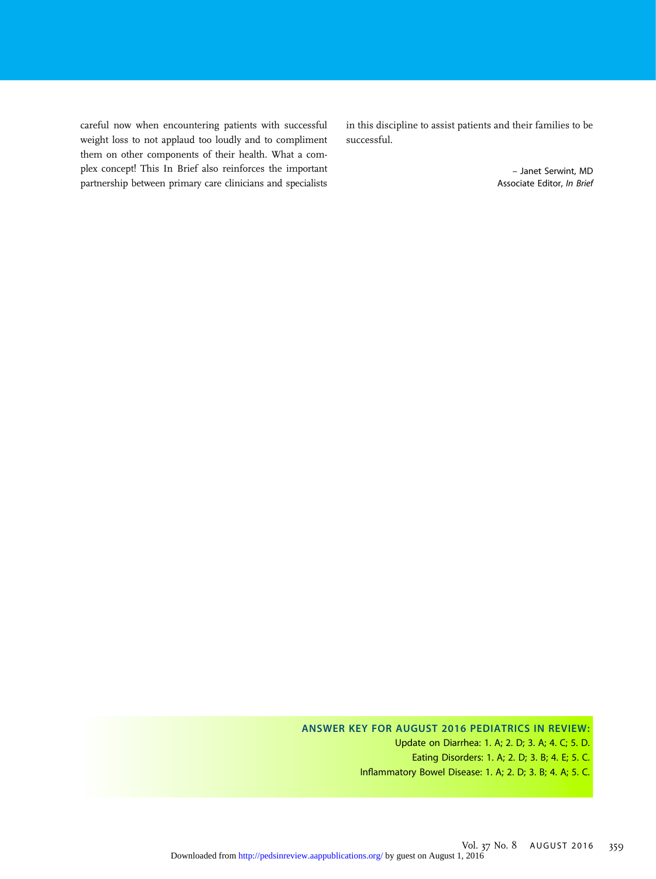careful now when encountering patients with successful weight loss to not applaud too loudly and to compliment them on other components of their health. What a complex concept! This In Brief also reinforces the important partnership between primary care clinicians and specialists in this discipline to assist patients and their families to be successful.

– Janet Serwint, MD
Associate Editor, *In Brief*

**ANSWER KEY FOR AUGUST 2016 PEDIATRICS IN REVIEW:**

Update on Diarrhea: 1. A; 2. D; 3. A; 4. C; 5. D.

Eating Disorders: 1. A; 2. D; 3. B; 4. E; 5. C.

Inflammatory Bowel Disease: 1. A; 2. D; 3. B; 4. A; 5. C.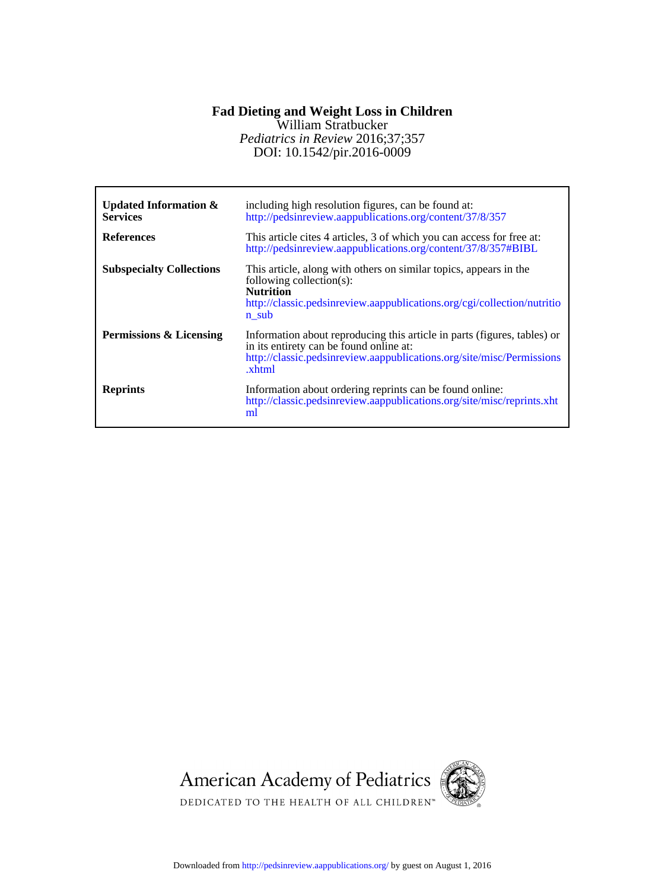**Fad Dieting and Weight Loss in Children**
William Stratbucker
*Pediatrics in Review* 2016;37;357
DOI: 10.1542/pir.2016-0009

| | |
|---|---|
| **Updated Information & Services** | including high resolution figures, can be found at: http://pedsinreview.aappublications.org/content/37/8/357 |
| **References** | This article cites 4 articles, 3 of which you can access for free at: http://pedsinreview.aappublications.org/content/37/8/357#BIBL |
| **Subspecialty Collections** | This article, along with others on similar topics, appears in the following collection(s): **Nutrition** http://classic.pedsinreview.aappublications.org/cgi/collection/nutrition_sub |
| **Permissions & Licensing** | Information about reproducing this article in parts (figures, tables) or in its entirety can be found online at: http://classic.pedsinreview.aappublications.org/site/misc/Permissions.xhtml |
| **Reprints** | Information about ordering reprints can be found online: http://classic.pedsinreview.aappublications.org/site/misc/reprints.xhtml |

American Academy of Pediatrics
DEDICATED TO THE HEALTH OF ALL CHILDREN™

Downloaded from http://pedsinreview.aappublications.org/ by guest on August 1, 2016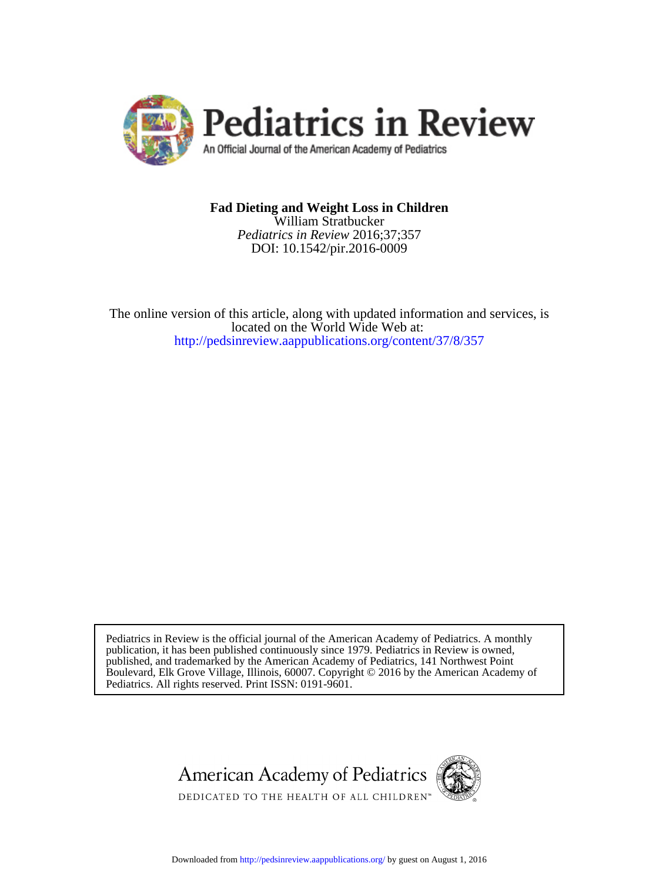# Pediatrics in Review

An Official Journal of the American Academy of Pediatrics

**Fad Dieting and Weight Loss in Children**

William Stratbucker

*Pediatrics in Review* 2016;37;357

DOI: 10.1542/pir.2016-0009

The online version of this article, along with updated information and services, is located on the World Wide Web at:

http://pedsinreview.aappublications.org/content/37/8/357

Pediatrics in Review is the official journal of the American Academy of Pediatrics. A monthly publication, it has been published continuously since 1979. Pediatrics in Review is owned, published, and trademarked by the American Academy of Pediatrics, 141 Northwest Point Boulevard, Elk Grove Village, Illinois, 60007. Copyright © 2016 by the American Academy of Pediatrics. All rights reserved. Print ISSN: 0191-9601.

American Academy of Pediatrics

DEDICATED TO THE HEALTH OF ALL CHILDREN™

Downloaded from http://pedsinreview.aappublications.org/ by guest on August 1, 2016